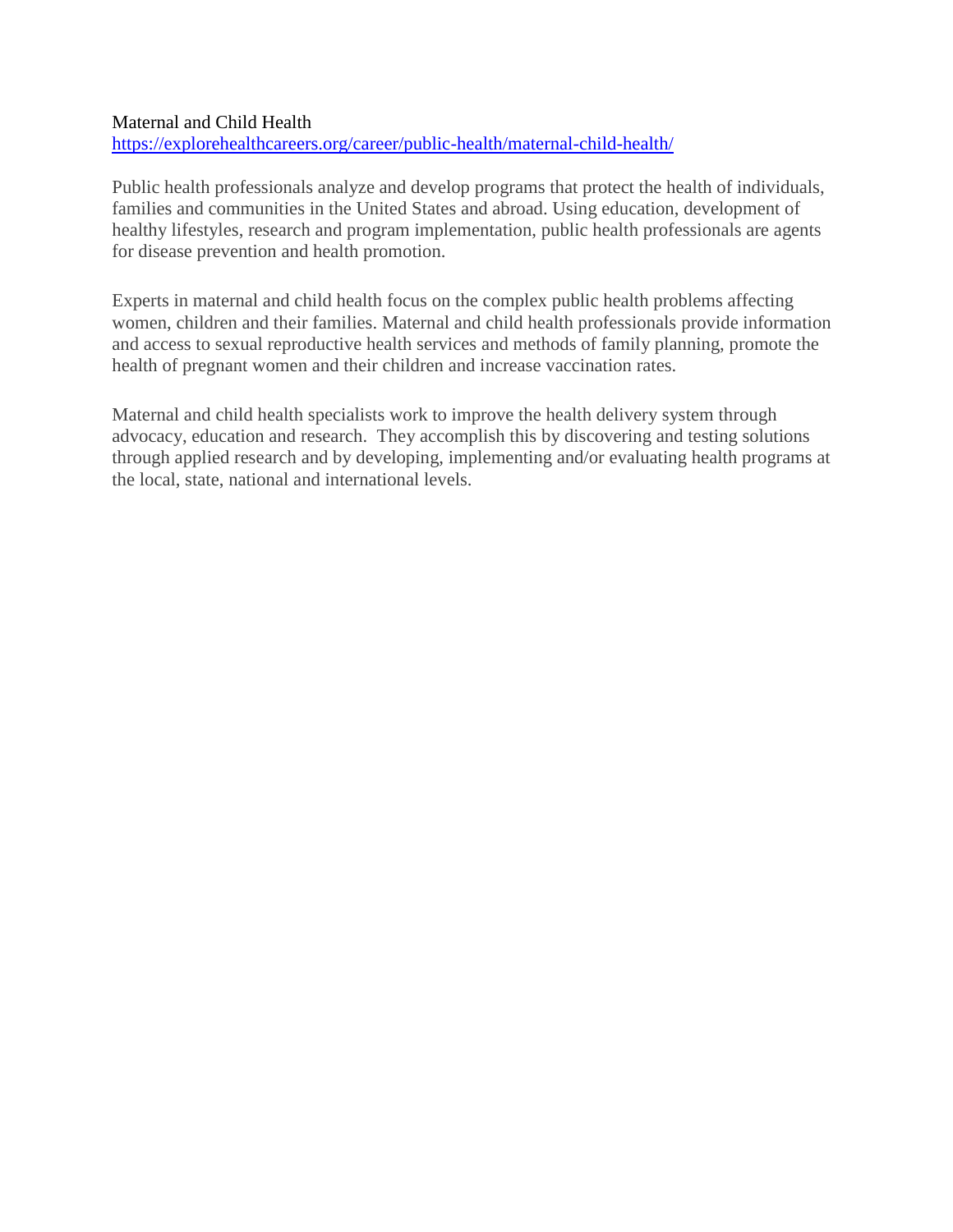Maternal and Child Health

https://explorehealthcareers.org/career/public-health/maternal-child-health/

Public health professionals analyze and develop programs that protect the health of individuals, families and communities in the United States and abroad. Using education, development of healthy lifestyles, research and program implementation, public health professionals are agents for disease prevention and health promotion.

Experts in maternal and child health focus on the complex public health problems affecting women, children and their families. Maternal and child health professionals provide information and access to sexual reproductive health services and methods of family planning, promote the health of pregnant women and their children and increase vaccination rates.

Maternal and child health specialists work to improve the health delivery system through advocacy, education and research. They accomplish this by discovering and testing solutions through applied research and by developing, implementing and/or evaluating health programs at the local, state, national and international levels.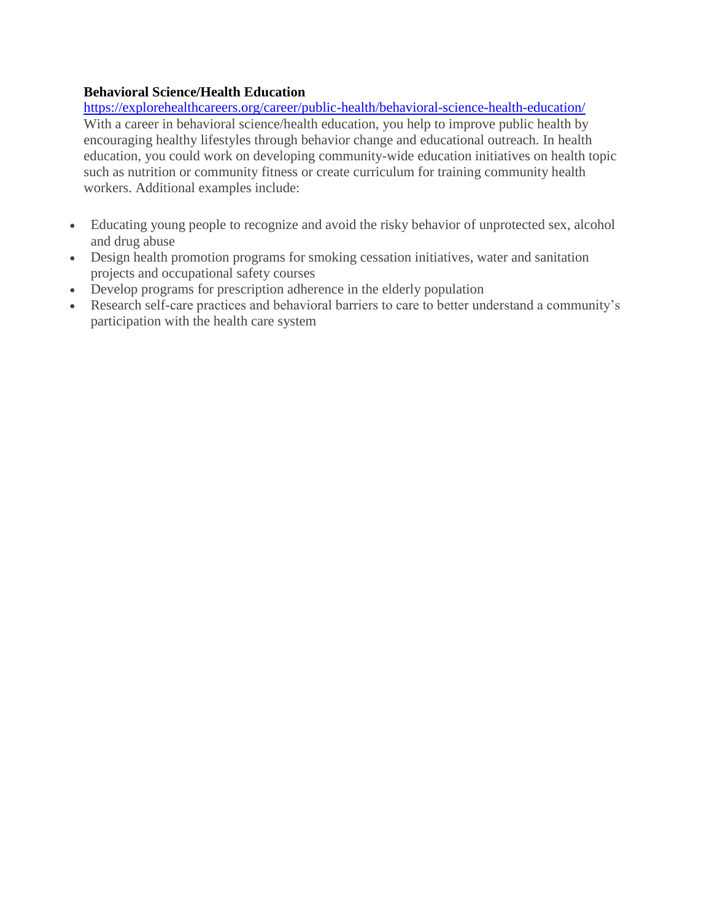**Behavioral Science/Health Education**

https://explorehealthcareers.org/career/public-health/behavioral-science-health-education/

With a career in behavioral science/health education, you help to improve public health by encouraging healthy lifestyles through behavior change and educational outreach. In health education, you could work on developing community-wide education initiatives on health topic such as nutrition or community fitness or create curriculum for training community health workers. Additional examples include:

- Educating young people to recognize and avoid the risky behavior of unprotected sex, alcohol and drug abuse
- Design health promotion programs for smoking cessation initiatives, water and sanitation projects and occupational safety courses
- Develop programs for prescription adherence in the elderly population
- Research self-care practices and behavioral barriers to care to better understand a community's participation with the health care system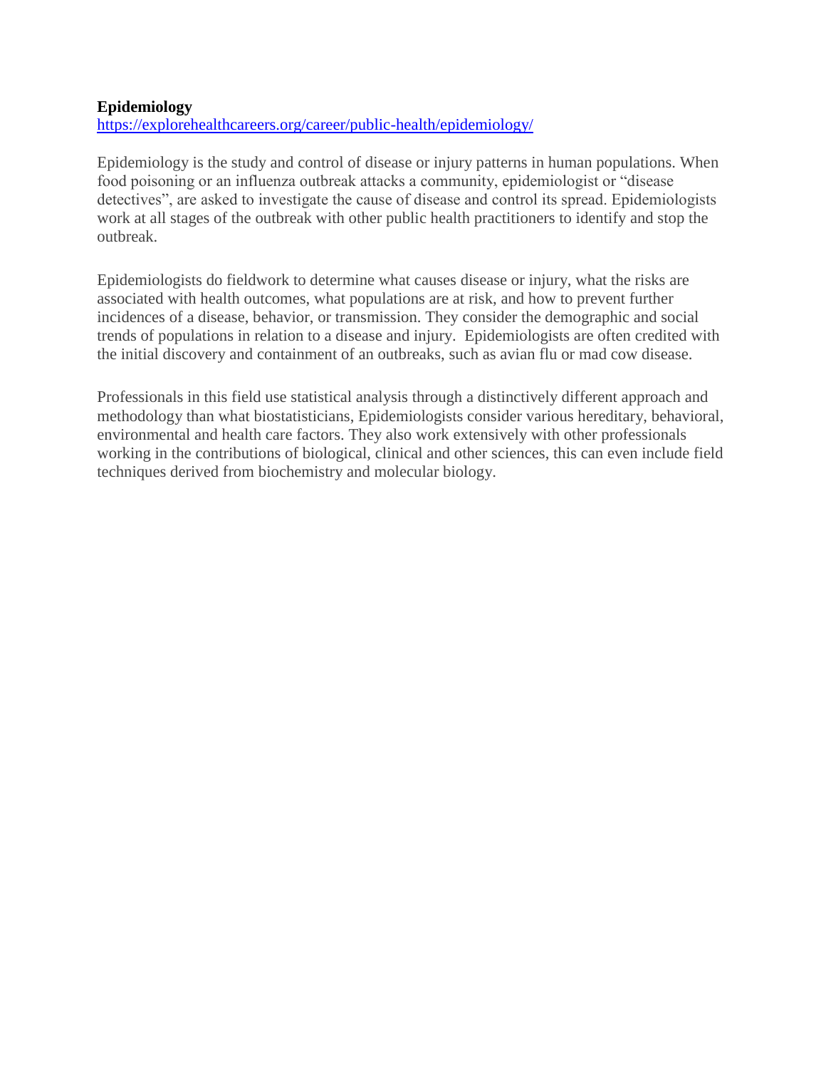**Epidemiology**

https://explorehealthcareers.org/career/public-health/epidemiology/

Epidemiology is the study and control of disease or injury patterns in human populations. When food poisoning or an influenza outbreak attacks a community, epidemiologist or "disease detectives", are asked to investigate the cause of disease and control its spread. Epidemiologists work at all stages of the outbreak with other public health practitioners to identify and stop the outbreak.

Epidemiologists do fieldwork to determine what causes disease or injury, what the risks are associated with health outcomes, what populations are at risk, and how to prevent further incidences of a disease, behavior, or transmission. They consider the demographic and social trends of populations in relation to a disease and injury. Epidemiologists are often credited with the initial discovery and containment of an outbreaks, such as avian flu or mad cow disease.

Professionals in this field use statistical analysis through a distinctively different approach and methodology than what biostatisticians, Epidemiologists consider various hereditary, behavioral, environmental and health care factors. They also work extensively with other professionals working in the contributions of biological, clinical and other sciences, this can even include field techniques derived from biochemistry and molecular biology.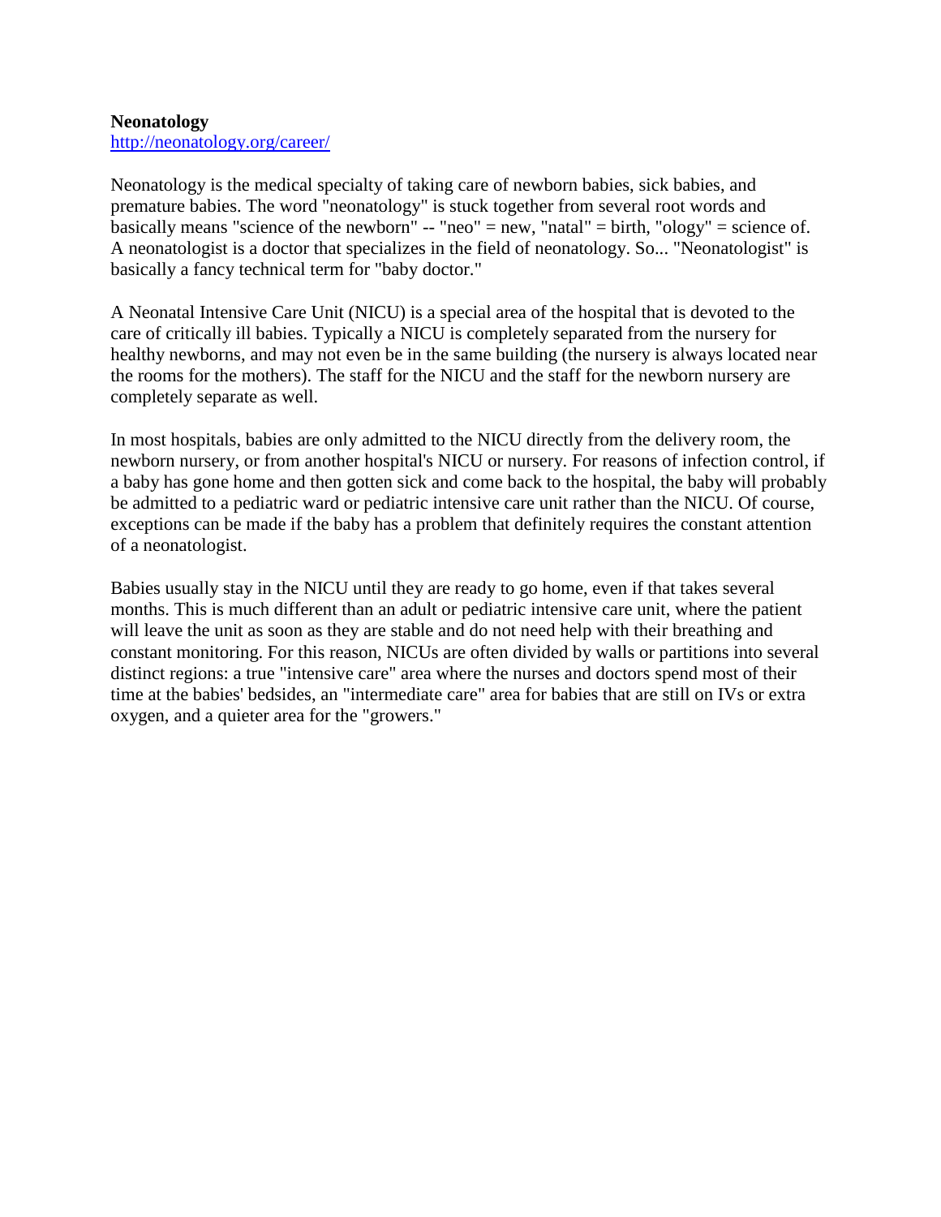**Neonatology**
[http://neonatology.org/career/](http://neonatology.org/career/)

Neonatology is the medical specialty of taking care of newborn babies, sick babies, and premature babies. The word "neonatology" is stuck together from several root words and basically means "science of the newborn" -- "neo" = new, "natal" = birth, "ology" = science of. A neonatologist is a doctor that specializes in the field of neonatology. So... "Neonatologist" is basically a fancy technical term for "baby doctor."

A Neonatal Intensive Care Unit (NICU) is a special area of the hospital that is devoted to the care of critically ill babies. Typically a NICU is completely separated from the nursery for healthy newborns, and may not even be in the same building (the nursery is always located near the rooms for the mothers). The staff for the NICU and the staff for the newborn nursery are completely separate as well.

In most hospitals, babies are only admitted to the NICU directly from the delivery room, the newborn nursery, or from another hospital's NICU or nursery. For reasons of infection control, if a baby has gone home and then gotten sick and come back to the hospital, the baby will probably be admitted to a pediatric ward or pediatric intensive care unit rather than the NICU. Of course, exceptions can be made if the baby has a problem that definitely requires the constant attention of a neonatologist.

Babies usually stay in the NICU until they are ready to go home, even if that takes several months. This is much different than an adult or pediatric intensive care unit, where the patient will leave the unit as soon as they are stable and do not need help with their breathing and constant monitoring. For this reason, NICUs are often divided by walls or partitions into several distinct regions: a true "intensive care" area where the nurses and doctors spend most of their time at the babies' bedsides, an "intermediate care" area for babies that are still on IVs or extra oxygen, and a quieter area for the "growers."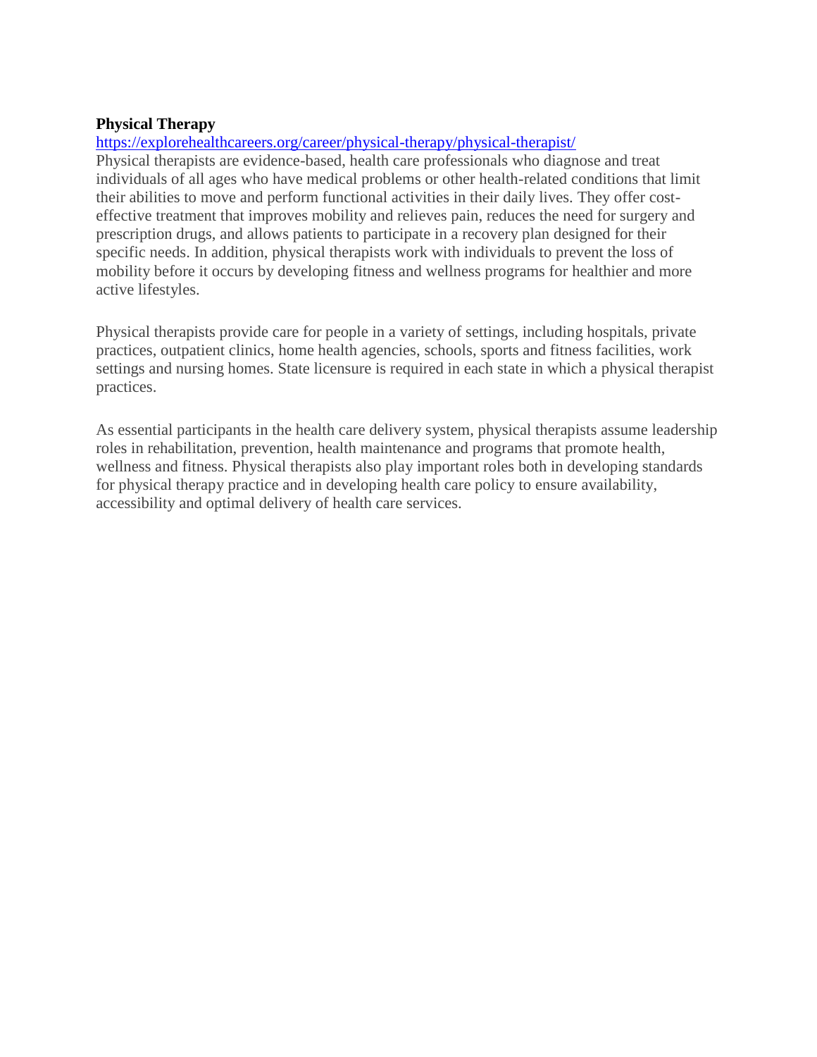**Physical Therapy**

https://explorehealthcareers.org/career/physical-therapy/physical-therapist/

Physical therapists are evidence-based, health care professionals who diagnose and treat individuals of all ages who have medical problems or other health-related conditions that limit their abilities to move and perform functional activities in their daily lives. They offer cost-effective treatment that improves mobility and relieves pain, reduces the need for surgery and prescription drugs, and allows patients to participate in a recovery plan designed for their specific needs. In addition, physical therapists work with individuals to prevent the loss of mobility before it occurs by developing fitness and wellness programs for healthier and more active lifestyles.

Physical therapists provide care for people in a variety of settings, including hospitals, private practices, outpatient clinics, home health agencies, schools, sports and fitness facilities, work settings and nursing homes. State licensure is required in each state in which a physical therapist practices.

As essential participants in the health care delivery system, physical therapists assume leadership roles in rehabilitation, prevention, health maintenance and programs that promote health, wellness and fitness. Physical therapists also play important roles both in developing standards for physical therapy practice and in developing health care policy to ensure availability, accessibility and optimal delivery of health care services.